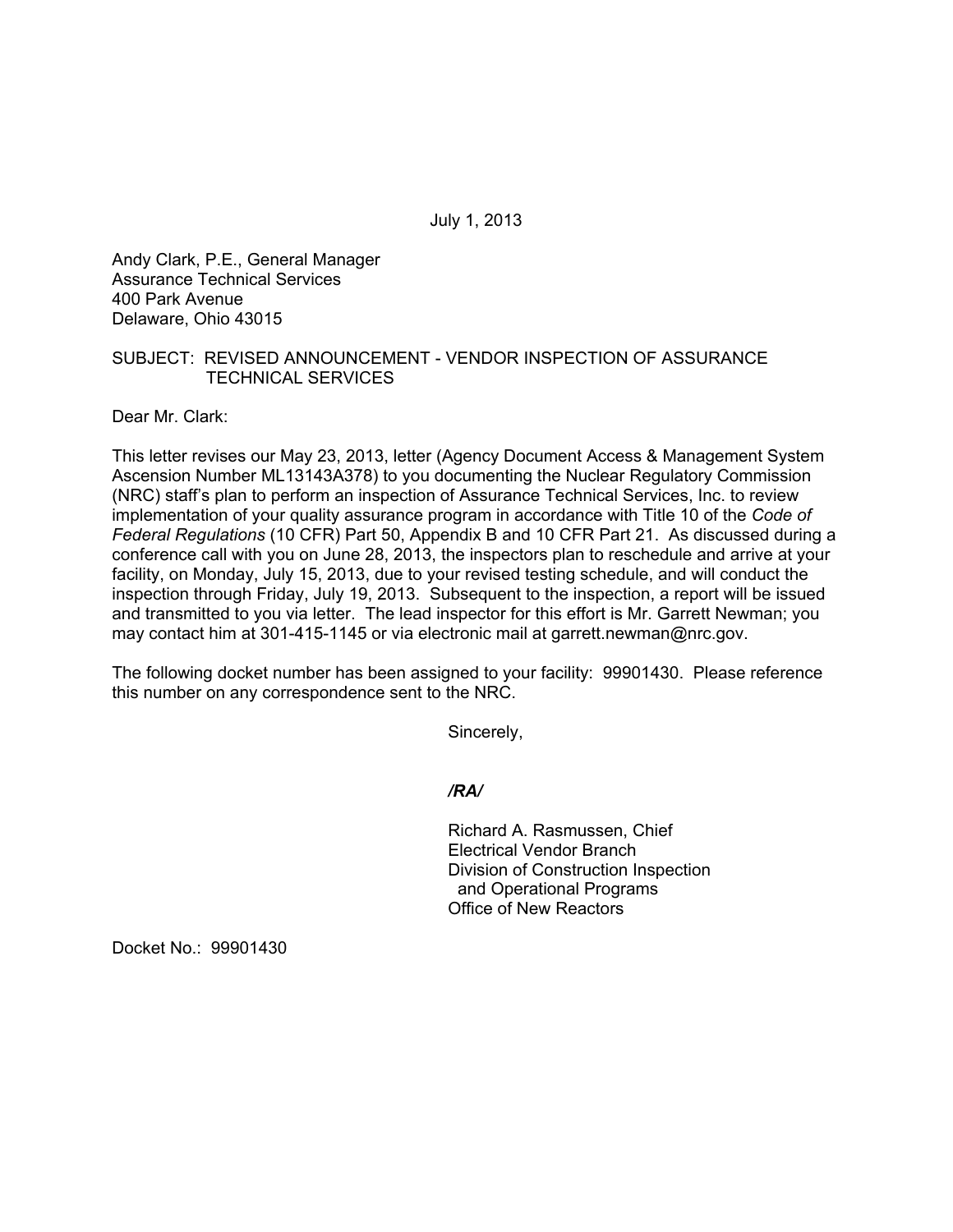July 1, 2013

Andy Clark, P.E., General Manager
Assurance Technical Services
400 Park Avenue
Delaware, Ohio 43015

SUBJECT: REVISED ANNOUNCEMENT - VENDOR INSPECTION OF ASSURANCE TECHNICAL SERVICES

Dear Mr. Clark:

This letter revises our May 23, 2013, letter (Agency Document Access & Management System Ascension Number ML13143A378) to you documenting the Nuclear Regulatory Commission (NRC) staff's plan to perform an inspection of Assurance Technical Services, Inc. to review implementation of your quality assurance program in accordance with Title 10 of the *Code of Federal Regulations* (10 CFR) Part 50, Appendix B and 10 CFR Part 21. As discussed during a conference call with you on June 28, 2013, the inspectors plan to reschedule and arrive at your facility, on Monday, July 15, 2013, due to your revised testing schedule, and will conduct the inspection through Friday, July 19, 2013. Subsequent to the inspection, a report will be issued and transmitted to you via letter. The lead inspector for this effort is Mr. Garrett Newman; you may contact him at 301-415-1145 or via electronic mail at garrett.newman@nrc.gov.

The following docket number has been assigned to your facility: 99901430. Please reference this number on any correspondence sent to the NRC.

Sincerely,

***/RA/***

Richard A. Rasmussen, Chief
Electrical Vendor Branch
Division of Construction Inspection
and Operational Programs
Office of New Reactors

Docket No.: 99901430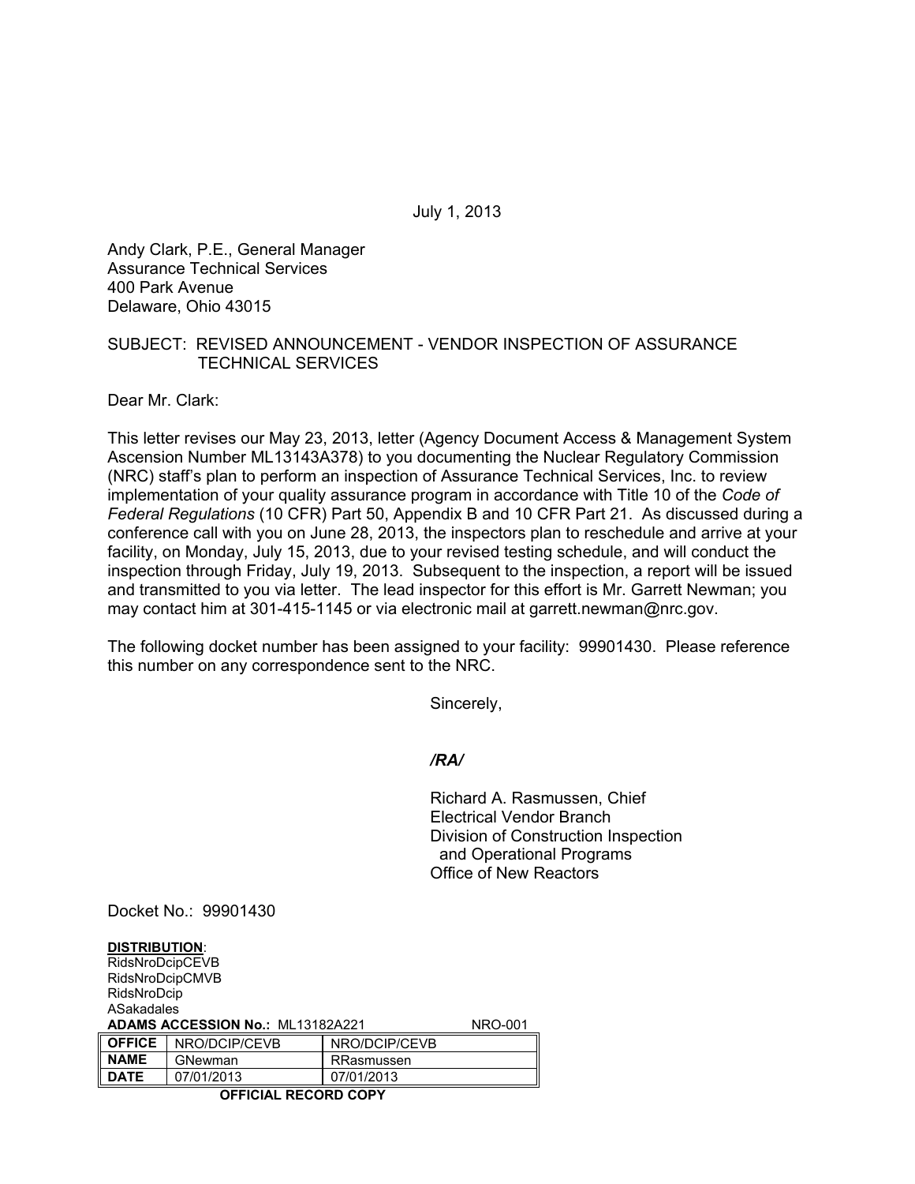July 1, 2013

Andy Clark, P.E., General Manager
Assurance Technical Services
400 Park Avenue
Delaware, Ohio 43015

SUBJECT: REVISED ANNOUNCEMENT - VENDOR INSPECTION OF ASSURANCE TECHNICAL SERVICES

Dear Mr. Clark:

This letter revises our May 23, 2013, letter (Agency Document Access & Management System Ascension Number ML13143A378) to you documenting the Nuclear Regulatory Commission (NRC) staff's plan to perform an inspection of Assurance Technical Services, Inc. to review implementation of your quality assurance program in accordance with Title 10 of the *Code of Federal Regulations* (10 CFR) Part 50, Appendix B and 10 CFR Part 21. As discussed during a conference call with you on June 28, 2013, the inspectors plan to reschedule and arrive at your facility, on Monday, July 15, 2013, due to your revised testing schedule, and will conduct the inspection through Friday, July 19, 2013. Subsequent to the inspection, a report will be issued and transmitted to you via letter. The lead inspector for this effort is Mr. Garrett Newman; you may contact him at 301-415-1145 or via electronic mail at garrett.newman@nrc.gov.

The following docket number has been assigned to your facility: 99901430. Please reference this number on any correspondence sent to the NRC.

Sincerely,

*/RA/*

Richard A. Rasmussen, Chief
Electrical Vendor Branch
Division of Construction Inspection
and Operational Programs
Office of New Reactors

Docket No.: 99901430

**DISTRIBUTION**:
RidsNroDcipCEVB
RidsNroDcipCMVB
RidsNroDcip
ASakadales

**ADAMS ACCESSION No.:** ML13182A221 NRO-001

| | | |
|---|---|---|
| **OFFICE** | NRO/DCIP/CEVB | NRO/DCIP/CEVB |
| **NAME** | GNewman | RRasmussen |
| **DATE** | 07/01/2013 | 07/01/2013 |

**OFFICIAL RECORD COPY**